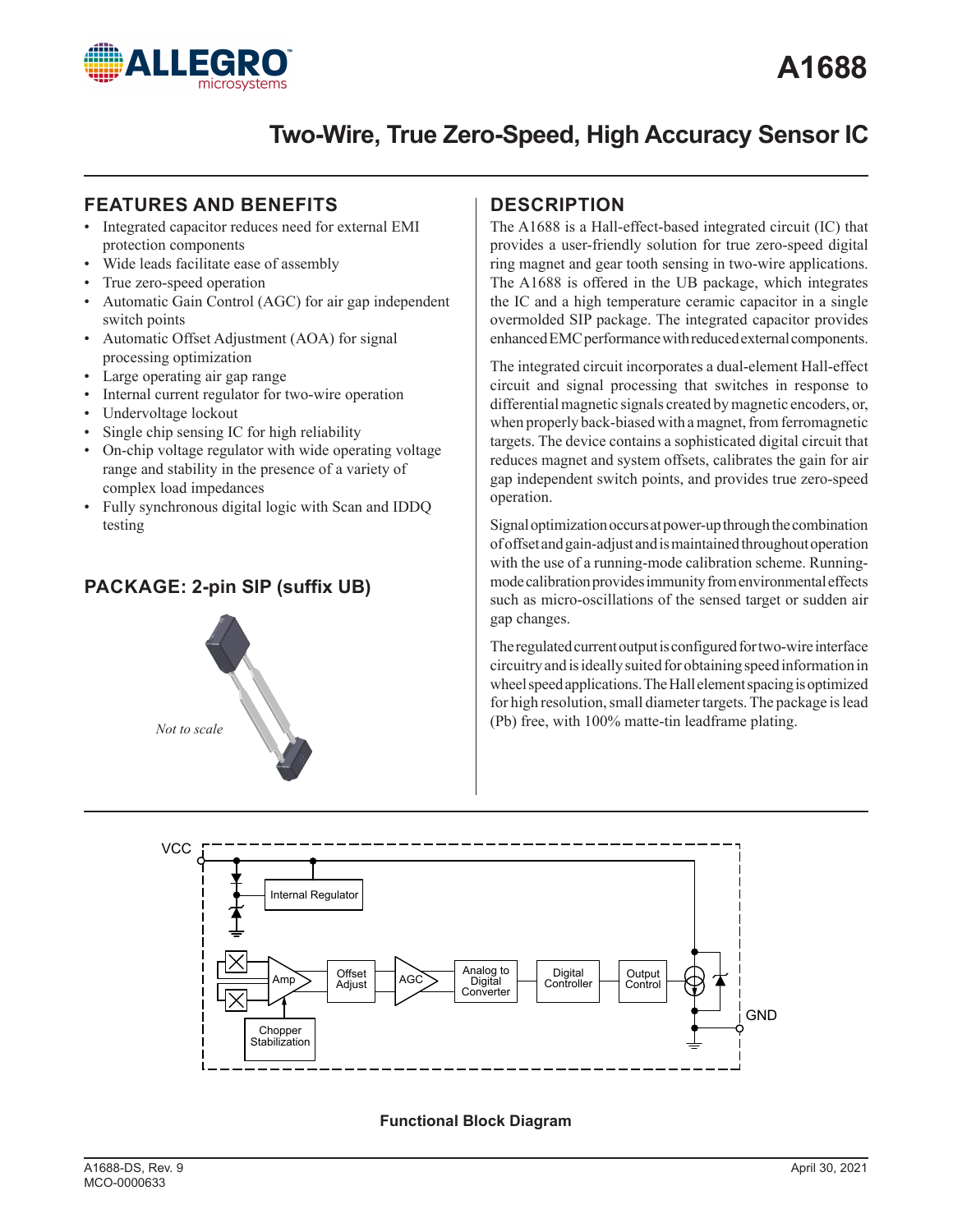# A1688

## Two-Wire, True Zero-Speed, High Accuracy Sensor IC

## FEATURES AND BENEFITS

- Integrated capacitor reduces need for external EMI protection components
- Wide leads facilitate ease of assembly
- True zero-speed operation
- Automatic Gain Control (AGC) for air gap independent switch points
- Automatic Offset Adjustment (AOA) for signal processing optimization
- Large operating air gap range
- Internal current regulator for two-wire operation
- Undervoltage lockout
- Single chip sensing IC for high reliability
- On-chip voltage regulator with wide operating voltage range and stability in the presence of a variety of complex load impedances
- Fully synchronous digital logic with Scan and IDDQ testing

## PACKAGE: 2-pin SIP (suffix UB)

*Not to scale*

## DESCRIPTION

The A1688 is a Hall-effect-based integrated circuit (IC) that provides a user-friendly solution for true zero-speed digital ring magnet and gear tooth sensing in two-wire applications. The A1688 is offered in the UB package, which integrates the IC and a high temperature ceramic capacitor in a single overmolded SIP package. The integrated capacitor provides enhanced EMC performance with reduced external components.

The integrated circuit incorporates a dual-element Hall-effect circuit and signal processing that switches in response to differential magnetic signals created by magnetic encoders, or, when properly back-biased with a magnet, from ferromagnetic targets. The device contains a sophisticated digital circuit that reduces magnet and system offsets, calibrates the gain for air gap independent switch points, and provides true zero-speed operation.

Signal optimization occurs at power-up through the combination of offset and gain-adjust and is maintained throughout operation with the use of a running-mode calibration scheme. Running-mode calibration provides immunity from environmental effects such as micro-oscillations of the sensed target or sudden air gap changes.

The regulated current output is configured for two-wire interface circuitry and is ideally suited for obtaining speed information in wheel speed applications. The Hall element spacing is optimized for high resolution, small diameter targets. The package is lead (Pb) free, with 100% matte-tin leadframe plating.

VCC — Internal Regulator — Amp — Chopper Stabilization — Offset Adjust — AGC — Analog to Digital Converter — Digital Controller — Output Control — GND

**Functional Block Diagram**

A1688-DS, Rev. 9
MCO-0000633

April 30, 2021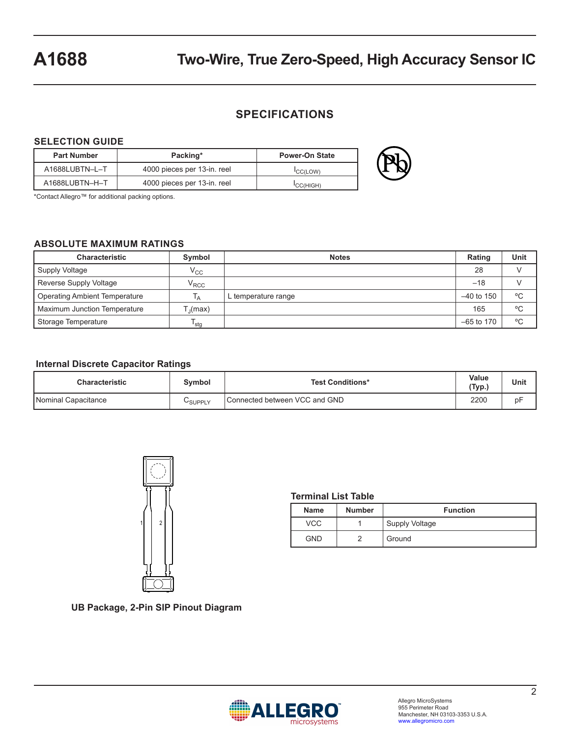## SPECIFICATIONS

### SELECTION GUIDE

| Part Number | Packing* | Power-On State |
|---|---|---|
| A1688LUBTN–L–T | 4000 pieces per 13-in. reel | $I_{CC(LOW)}$ |
| A1688LUBTN–H–T | 4000 pieces per 13-in. reel | $I_{CC(HIGH)}$ |

*Contact Allegro™ for additional packing options.

### ABSOLUTE MAXIMUM RATINGS

| Characteristic | Symbol | Notes | Rating | Unit |
|---|---|---|---|---|
| Supply Voltage | $V_{CC}$ | | 28 | V |
| Reverse Supply Voltage | $V_{RCC}$ | | –18 | V |
| Operating Ambient Temperature | $T_A$ | L temperature range | –40 to 150 | °C |
| Maximum Junction Temperature | $T_J(max)$ | | 165 | °C |
| Storage Temperature | $T_{stg}$ | | –65 to 170 | °C |

### Internal Discrete Capacitor Ratings

| Characteristic | Symbol | Test Conditions* | Value (Typ.) | Unit |
|---|---|---|---|---|
| Nominal Capacitance | $C_{SUPPLY}$ | Connected between VCC and GND | 2200 | pF |

UB Package, 2-Pin SIP Pinout Diagram

### Terminal List Table

| Name | Number | Function |
|---|---|---|
| VCC | 1 | Supply Voltage |
| GND | 2 | Ground |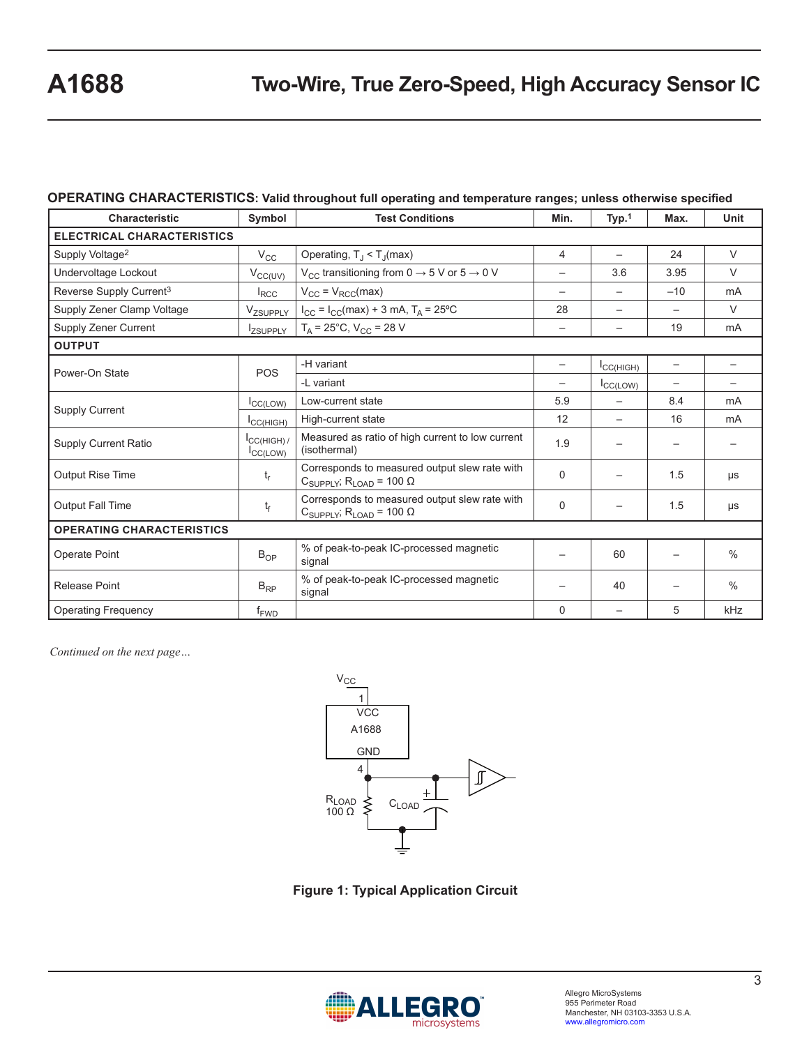## OPERATING CHARACTERISTICS: Valid throughout full operating and temperature ranges; unless otherwise specified

| Characteristic | Symbol | Test Conditions | Min. | Typ.[1] | Max. | Unit |
|---|---|---|---|---|---|---|
| **ELECTRICAL CHARACTERISTICS** | | | | | | |
| Supply Voltage[2] | $V_{CC}$ | Operating, $T_J < T_J(max)$ | 4 | – | 24 | V |
| Undervoltage Lockout | $V_{CC(UV)}$ | $V_{CC}$ transitioning from 0 → 5 V or 5 → 0 V | – | 3.6 | 3.95 | V |
| Reverse Supply Current[3] | $I_{RCC}$ | $V_{CC} = V_{RCC}(max)$ | – | – | –10 | mA |
| Supply Zener Clamp Voltage | $V_{ZSUPPLY}$ | $I_{CC} = I_{CC}(max) + 3$ mA, $T_A = 25°C$ | 28 | – | – | V |
| Supply Zener Current | $I_{ZSUPPLY}$ | $T_A = 25°C$, $V_{CC} = 28$ V | – | – | 19 | mA |
| **OUTPUT** | | | | | | |
| Power-On State | POS | -H variant | – | $I_{CC(HIGH)}$ | – | – |
| | | -L variant | – | $I_{CC(LOW)}$ | – | – |
| Supply Current | $I_{CC(LOW)}$ | Low-current state | 5.9 | – | 8.4 | mA |
| | $I_{CC(HIGH)}$ | High-current state | 12 | – | 16 | mA |
| Supply Current Ratio | $I_{CC(HIGH)}$ / $I_{CC(LOW)}$ | Measured as ratio of high current to low current (isothermal) | 1.9 | – | – | – |
| Output Rise Time | $t_r$ | Corresponds to measured output slew rate with $C_{SUPPLY}$; $R_{LOAD} = 100\ \Omega$ | 0 | – | 1.5 | µs |
| Output Fall Time | $t_f$ | Corresponds to measured output slew rate with $C_{SUPPLY}$; $R_{LOAD} = 100\ \Omega$ | 0 | – | 1.5 | µs |
| **OPERATING CHARACTERISTICS** | | | | | | |
| Operate Point | $B_{OP}$ | % of peak-to-peak IC-processed magnetic signal | – | 60 | – | % |
| Release Point | $B_{RP}$ | % of peak-to-peak IC-processed magnetic signal | – | 40 | – | % |
| Operating Frequency | $f_{FWD}$ | | 0 | – | 5 | kHz |

*Continued on the next page…*

**Figure 1: Typical Application Circuit**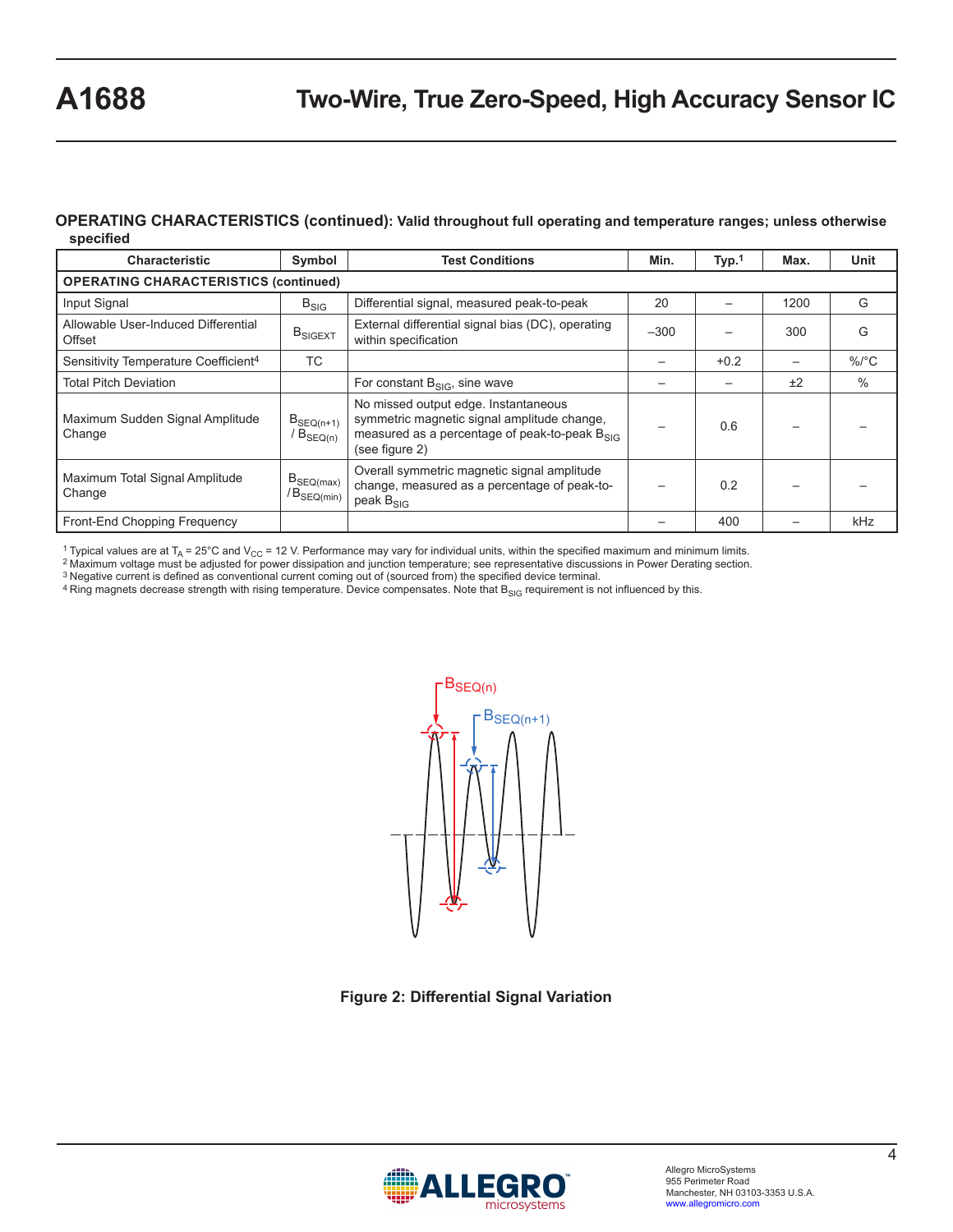## OPERATING CHARACTERISTICS (continued): Valid throughout full operating and temperature ranges; unless otherwise specified

| Characteristic | Symbol | Test Conditions | Min. | Typ.[1] | Max. | Unit |
|---|---|---|---|---|---|---|
| **OPERATING CHARACTERISTICS (continued)** | | | | | | |
| Input Signal | $B_{SIG}$ | Differential signal, measured peak-to-peak | 20 | – | 1200 | G |
| Allowable User-Induced Differential Offset | $B_{SIGEXT}$ | External differential signal bias (DC), operating within specification | –300 | – | 300 | G |
| Sensitivity Temperature Coefficient[4] | TC | | – | +0.2 | – | %/°C |
| Total Pitch Deviation | | For constant $B_{SIG}$, sine wave | – | – | ±2 | % |
| Maximum Sudden Signal Amplitude Change | $B_{SEQ(n+1)} / B_{SEQ(n)}$ | No missed output edge. Instantaneous symmetric magnetic signal amplitude change, measured as a percentage of peak-to-peak $B_{SIG}$ (see figure 2) | – | 0.6 | – | – |
| Maximum Total Signal Amplitude Change | $B_{SEQ(max)} / B_{SEQ(min)}$ | Overall symmetric magnetic signal amplitude change, measured as a percentage of peak-to-peak $B_{SIG}$ | – | 0.2 | – | – |
| Front-End Chopping Frequency | | | – | 400 | – | kHz |

[1] Typical values are at $T_A$ = 25°C and $V_{CC}$ = 12 V. Performance may vary for individual units, within the specified maximum and minimum limits.
[2] Maximum voltage must be adjusted for power dissipation and junction temperature; see representative discussions in Power Derating section.
[3] Negative current is defined as conventional current coming out of (sourced from) the specified device terminal.
[4] Ring magnets decrease strength with rising temperature. Device compensates. Note that $B_{SIG}$ requirement is not influenced by this.

$B_{SEQ(n)}$

$B_{SEQ(n+1)}$

Figure 2: Differential Signal Variation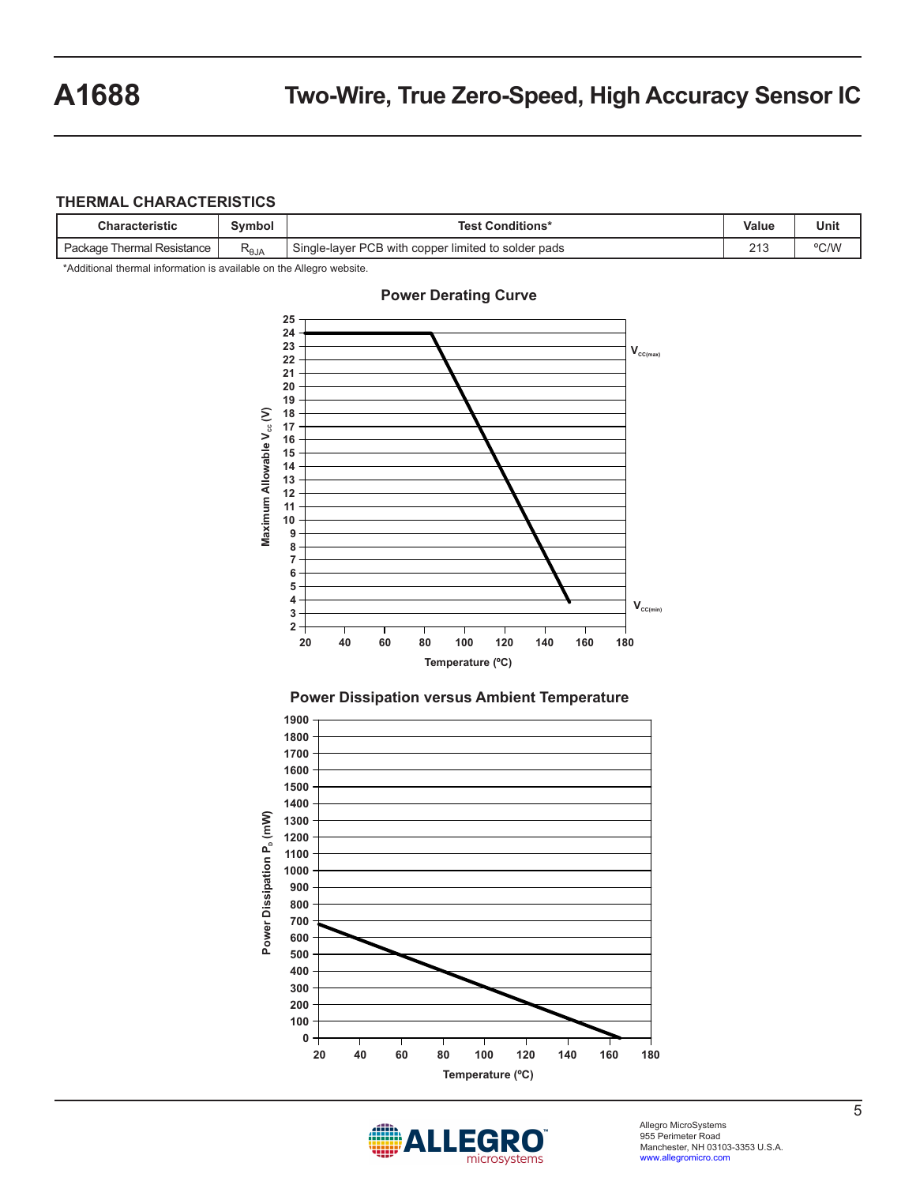## THERMAL CHARACTERISTICS

| Characteristic | Symbol | Test Conditions* | Value | Unit |
|---|---|---|---|---|
| Package Thermal Resistance | $R_{\theta JA}$ | Single-layer PCB with copper limited to solder pads | 213 | ºC/W |

*Additional thermal information is available on the Allegro website.

### Power Derating Curve

### Power Dissipation versus Ambient Temperature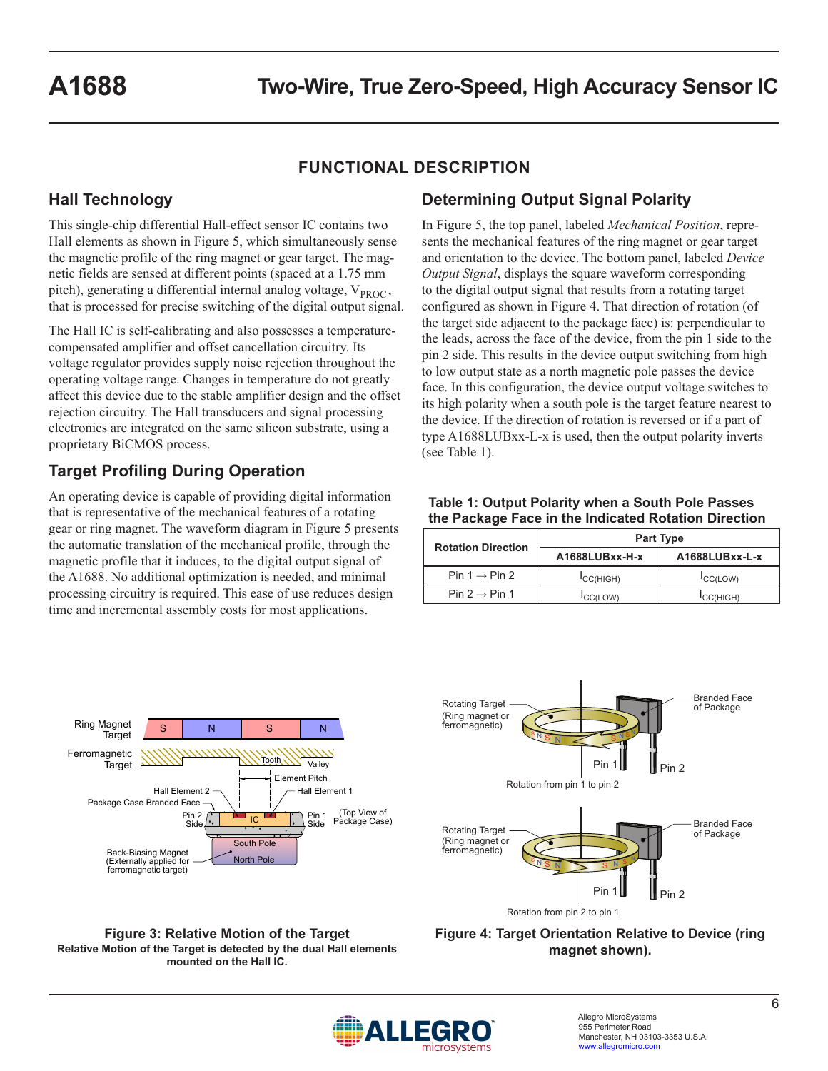# FUNCTIONAL DESCRIPTION

## Hall Technology

This single-chip differential Hall-effect sensor IC contains two Hall elements as shown in Figure 5, which simultaneously sense the magnetic profile of the ring magnet or gear target. The magnetic fields are sensed at different points (spaced at a 1.75 mm pitch), generating a differential internal analog voltage, $V_{PROC}$, that is processed for precise switching of the digital output signal.

The Hall IC is self-calibrating and also possesses a temperature-compensated amplifier and offset cancellation circuitry. Its voltage regulator provides supply noise rejection throughout the operating voltage range. Changes in temperature do not greatly affect this device due to the stable amplifier design and the offset rejection circuitry. The Hall transducers and signal processing electronics are integrated on the same silicon substrate, using a proprietary BiCMOS process.

## Target Profiling During Operation

An operating device is capable of providing digital information that is representative of the mechanical features of a rotating gear or ring magnet. The waveform diagram in Figure 5 presents the automatic translation of the mechanical profile, through the magnetic profile that it induces, to the digital output signal of the A1688. No additional optimization is needed, and minimal processing circuitry is required. This ease of use reduces design time and incremental assembly costs for most applications.

## Determining Output Signal Polarity

In Figure 5, the top panel, labeled *Mechanical Position*, represents the mechanical features of the ring magnet or gear target and orientation to the device. The bottom panel, labeled *Device Output Signal*, displays the square waveform corresponding to the digital output signal that results from a rotating target configured as shown in Figure 4. That direction of rotation (of the target side adjacent to the package face) is: perpendicular to the leads, across the face of the device, from the pin 1 side to the pin 2 side. This results in the device output switching from high to low output state as a north magnetic pole passes the device face. In this configuration, the device output voltage switches to its high polarity when a south pole is the target feature nearest to the device. If the direction of rotation is reversed or if a part of type A1688LUBxx-L-x is used, then the output polarity inverts (see Table 1).

**Table 1: Output Polarity when a South Pole Passes the Package Face in the Indicated Rotation Direction**

| Rotation Direction | Part Type | |
|---|---|---|
| | A1688LUBxx-H-x | A1688LUBxx-L-x |
| Pin 1 → Pin 2 | $I_{CC(HIGH)}$ | $I_{CC(LOW)}$ |
| Pin 2 → Pin 1 | $I_{CC(LOW)}$ | $I_{CC(HIGH)}$ |

**Figure 3: Relative Motion of the Target**
**Relative Motion of the Target is detected by the dual Hall elements mounted on the Hall IC.**

**Figure 4: Target Orientation Relative to Device (ring magnet shown).**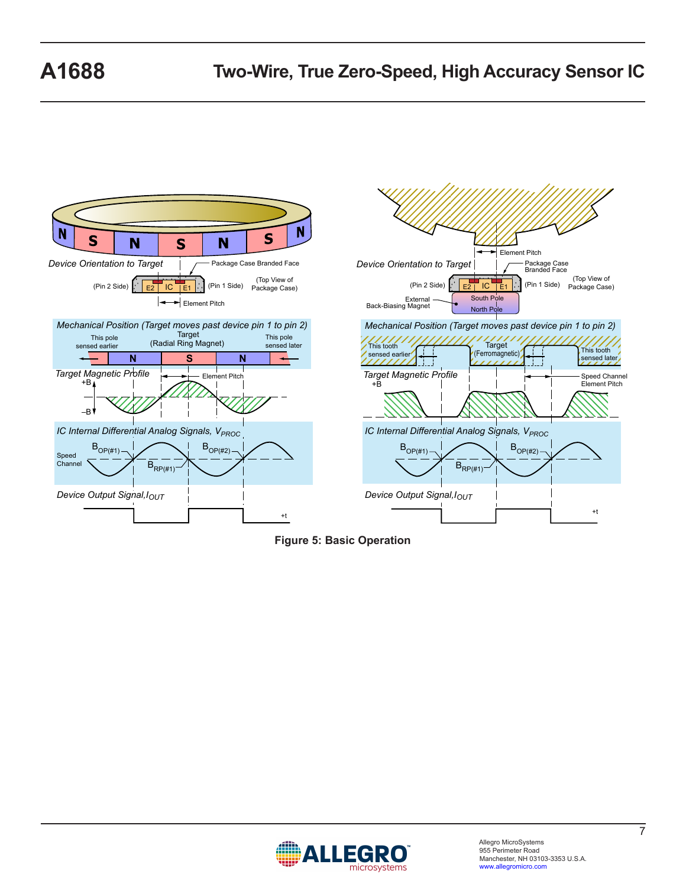Figure 5: Basic Operation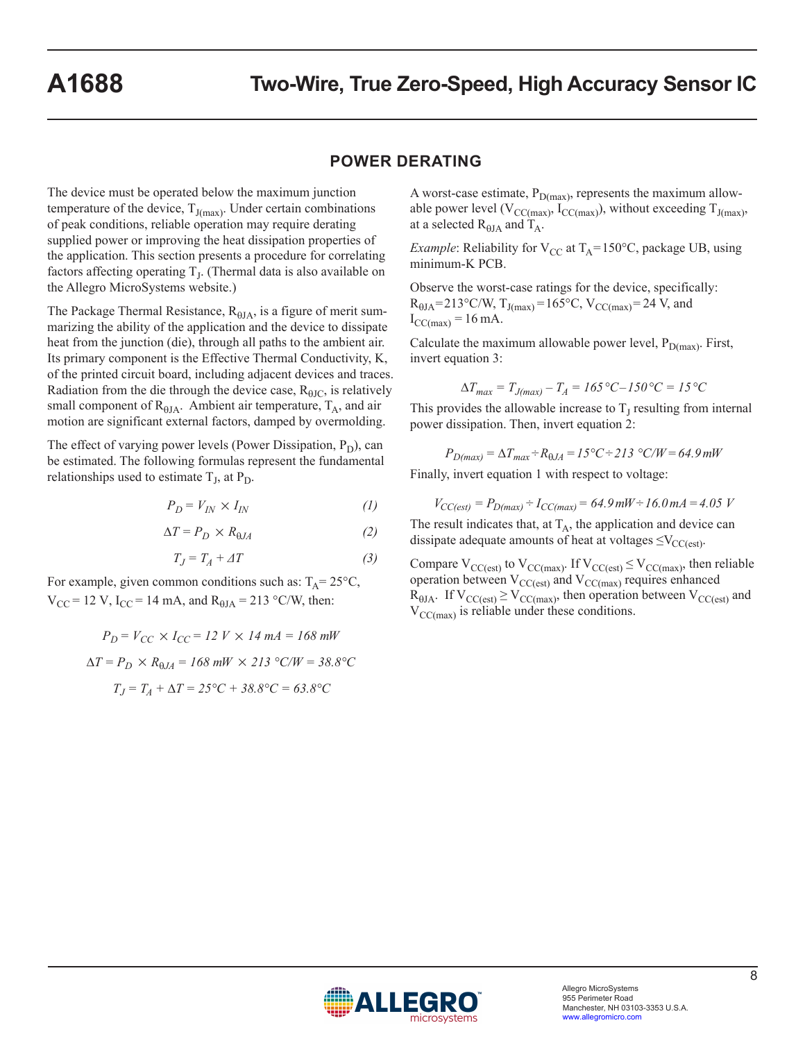## POWER DERATING

The device must be operated below the maximum junction temperature of the device, $T_{J(max)}$. Under certain combinations of peak conditions, reliable operation may require derating supplied power or improving the heat dissipation properties of the application. This section presents a procedure for correlating factors affecting operating $T_J$. (Thermal data is also available on the Allegro MicroSystems website.)

The Package Thermal Resistance, $R_{\theta JA}$, is a figure of merit summarizing the ability of the application and the device to dissipate heat from the junction (die), through all paths to the ambient air. Its primary component is the Effective Thermal Conductivity, K, of the printed circuit board, including adjacent devices and traces. Radiation from the die through the device case, $R_{\theta JC}$, is relatively small component of $R_{\theta JA}$. Ambient air temperature, $T_A$, and air motion are significant external factors, damped by overmolding.

The effect of varying power levels (Power Dissipation, $P_D$), can be estimated. The following formulas represent the fundamental relationships used to estimate $T_J$, at $P_D$.

$$P_D = V_{IN} \times I_{IN} \tag{1}$$

$$\Delta T = P_D \times R_{\theta JA} \tag{2}$$

$$T_J = T_A + \Delta T \tag{3}$$

For example, given common conditions such as: $T_A$= 25°C, $V_{CC}$ = 12 V, $I_{CC}$ = 14 mA, and $R_{\theta JA}$ = 213 °C/W, then:

$$P_D = V_{CC} \times I_{CC} = 12\ V \times 14\ mA = 168\ mW$$

$$\Delta T = P_D \times R_{\theta JA} = 168\ mW \times 213\ °C/W = 38.8°C$$

$$T_J = T_A + \Delta T = 25°C + 38.8°C = 63.8°C$$

A worst-case estimate, $P_{D(max)}$, represents the maximum allowable power level ($V_{CC(max)}$, $I_{CC(max)}$), without exceeding $T_{J(max)}$, at a selected $R_{\theta JA}$ and $T_A$.

*Example*: Reliability for $V_{CC}$ at $T_A$ = 150°C, package UB, using minimum-K PCB.

Observe the worst-case ratings for the device, specifically: $R_{\theta JA}$ = 213°C/W, $T_{J(max)}$ = 165°C, $V_{CC(max)}$ = 24 V, and $I_{CC(max)}$ = 16 mA.

Calculate the maximum allowable power level, $P_{D(max)}$. First, invert equation 3:

$$\Delta T_{max} = T_{J(max)} - T_A = 165\,°C - 150\,°C = 15\,°C$$

This provides the allowable increase to $T_J$ resulting from internal power dissipation. Then, invert equation 2:

$$P_{D(max)} = \Delta T_{max} \div R_{\theta JA} = 15°C \div 213\ °C/W = 64.9\ mW$$

Finally, invert equation 1 with respect to voltage:

$$V_{CC(est)} = P_{D(max)} \div I_{CC(max)} = 64.9\ mW \div 16.0\ mA = 4.05\ V$$

The result indicates that, at $T_A$, the application and device can dissipate adequate amounts of heat at voltages $\leq V_{CC(est)}$.

Compare $V_{CC(est)}$ to $V_{CC(max)}$. If $V_{CC(est)} \leq V_{CC(max)}$, then reliable operation between $V_{CC(est)}$ and $V_{CC(max)}$ requires enhanced $R_{\theta JA}$. If $V_{CC(est)} \geq V_{CC(max)}$, then operation between $V_{CC(est)}$ and $V_{CC(max)}$ is reliable under these conditions.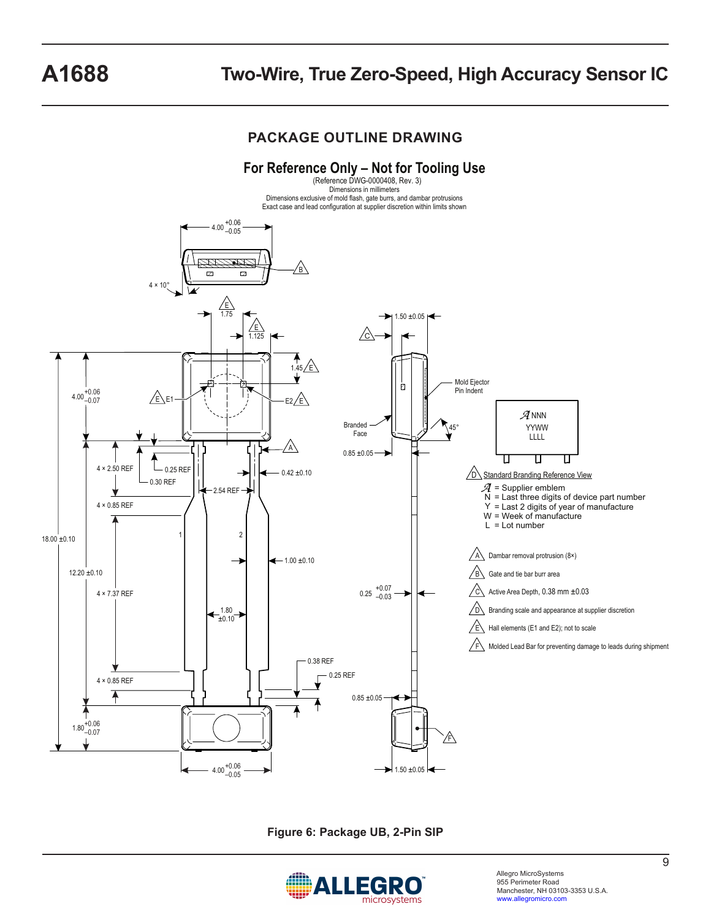## PACKAGE OUTLINE DRAWING

### For Reference Only – Not for Tooling Use

(Reference DWG-0000408, Rev. 3)
Dimensions in millimeters
Dimensions exclusive of mold flash, gate burrs, and dambar protrusions
Exact case and lead configuration at supplier discretion within limits shown

Standard Branding Reference View

- 𝒜 = Supplier emblem
- N = Last three digits of device part number
- Y = Last 2 digits of year of manufacture
- W = Week of manufacture
- L = Lot number

A. Dambar removal protrusion (8×)

B. Gate and tie bar burr area

C. Active Area Depth, 0.38 mm ±0.03

D. Branding scale and appearance at supplier discretion

E. Hall elements (E1 and E2); not to scale

F. Molded Lead Bar for preventing damage to leads during shipment

**Figure 6: Package UB, 2-Pin SIP**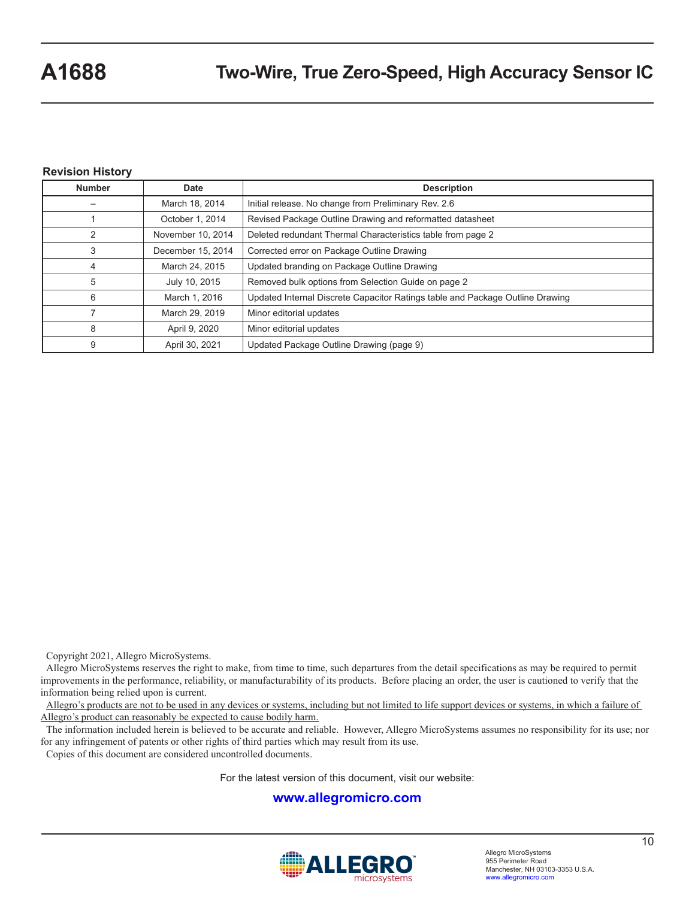### Revision History

| Number | Date | Description |
|---|---|---|
| – | March 18, 2014 | Initial release. No change from Preliminary Rev. 2.6 |
| 1 | October 1, 2014 | Revised Package Outline Drawing and reformatted datasheet |
| 2 | November 10, 2014 | Deleted redundant Thermal Characteristics table from page 2 |
| 3 | December 15, 2014 | Corrected error on Package Outline Drawing |
| 4 | March 24, 2015 | Updated branding on Package Outline Drawing |
| 5 | July 10, 2015 | Removed bulk options from Selection Guide on page 2 |
| 6 | March 1, 2016 | Updated Internal Discrete Capacitor Ratings table and Package Outline Drawing |
| 7 | March 29, 2019 | Minor editorial updates |
| 8 | April 9, 2020 | Minor editorial updates |
| 9 | April 30, 2021 | Updated Package Outline Drawing (page 9) |

Copyright 2021, Allegro MicroSystems.

Allegro MicroSystems reserves the right to make, from time to time, such departures from the detail specifications as may be required to permit improvements in the performance, reliability, or manufacturability of its products. Before placing an order, the user is cautioned to verify that the information being relied upon is current.

Allegro's products are not to be used in any devices or systems, including but not limited to life support devices or systems, in which a failure of Allegro's product can reasonably be expected to cause bodily harm.

The information included herein is believed to be accurate and reliable. However, Allegro MicroSystems assumes no responsibility for its use; nor for any infringement of patents or other rights of third parties which may result from its use.

Copies of this document are considered uncontrolled documents.

For the latest version of this document, visit our website:

**www.allegromicro.com**

Allegro MicroSystems
955 Perimeter Road
Manchester, NH 03103-3353 U.S.A.
www.allegromicro.com